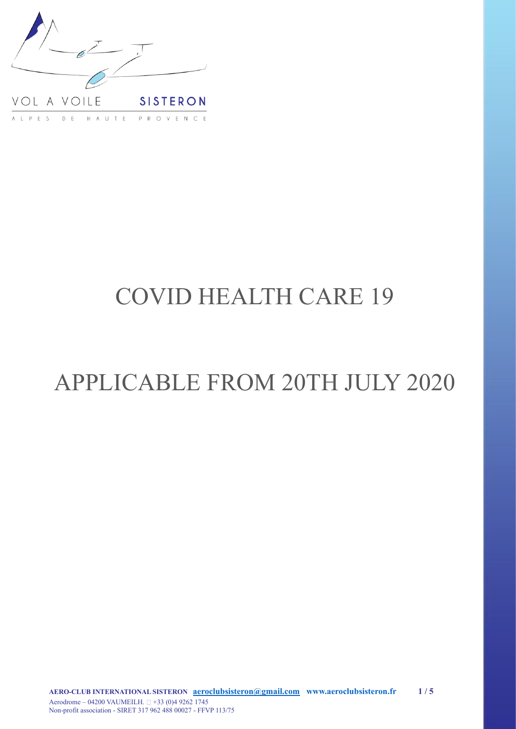VOL A VOILE **SISTERON**

ALPES DE HAUTE PROVENCE

# COVID HEALTH CARE 19

# APPLICABLE FROM 20TH JULY 2020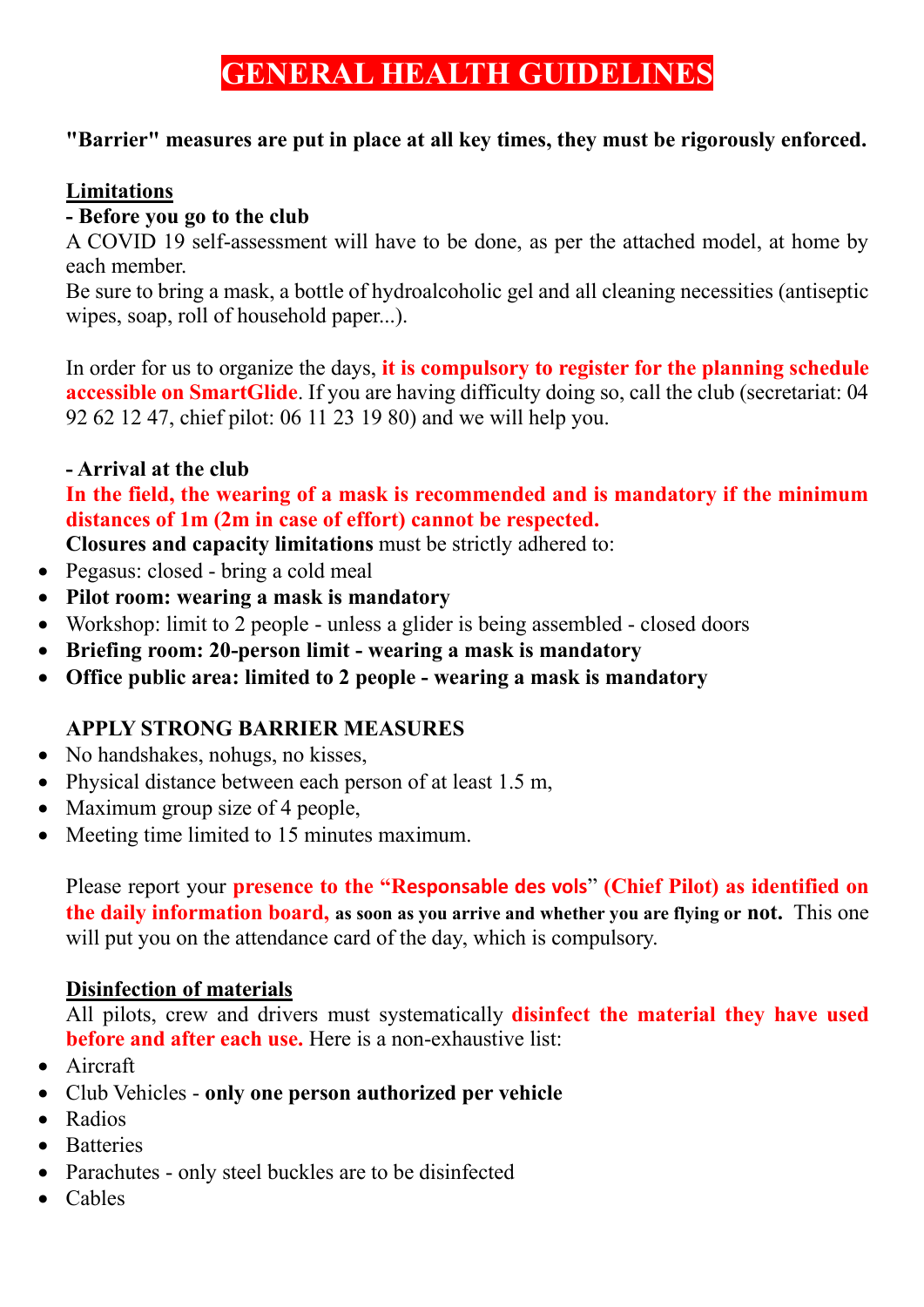# GENERAL HEALTH GUIDELINES

**"Barrier" measures are put in place at all key times, they must be rigorously enforced.**

## Limitations

**- Before you go to the club**

A COVID 19 self-assessment will have to be done, as per the attached model, at home by each member.

Be sure to bring a mask, a bottle of hydroalcoholic gel and all cleaning necessities (antiseptic wipes, soap, roll of household paper...).

In order for us to organize the days, **it is compulsory to register for the planning schedule accessible on SmartGlide**. If you are having difficulty doing so, call the club (secretariat: 04 92 62 12 47, chief pilot: 06 11 23 19 80) and we will help you.

**- Arrival at the club**

**In the field, the wearing of a mask is recommended and is mandatory if the minimum distances of 1m (2m in case of effort) cannot be respected.**

**Closures and capacity limitations** must be strictly adhered to:

- Pegasus: closed - bring a cold meal
- **Pilot room: wearing a mask is mandatory**
- Workshop: limit to 2 people - unless a glider is being assembled - closed doors
- **Briefing room: 20-person limit - wearing a mask is mandatory**
- **Office public area: limited to 2 people - wearing a mask is mandatory**

**APPLY STRONG BARRIER MEASURES**

- No handshakes, nohugs, no kisses,
- Physical distance between each person of at least 1.5 m,
- Maximum group size of 4 people,
- Meeting time limited to 15 minutes maximum.

Please report your **presence to the "Responsable des vols" (Chief Pilot) as identified on the daily information board, as soon as you arrive and whether you are flying or not.** This one will put you on the attendance card of the day, which is compulsory.

## Disinfection of materials

All pilots, crew and drivers must systematically **disinfect the material they have used before and after each use.** Here is a non-exhaustive list:

- Aircraft
- Club Vehicles - **only one person authorized per vehicle**
- Radios
- Batteries
- Parachutes - only steel buckles are to be disinfected
- Cables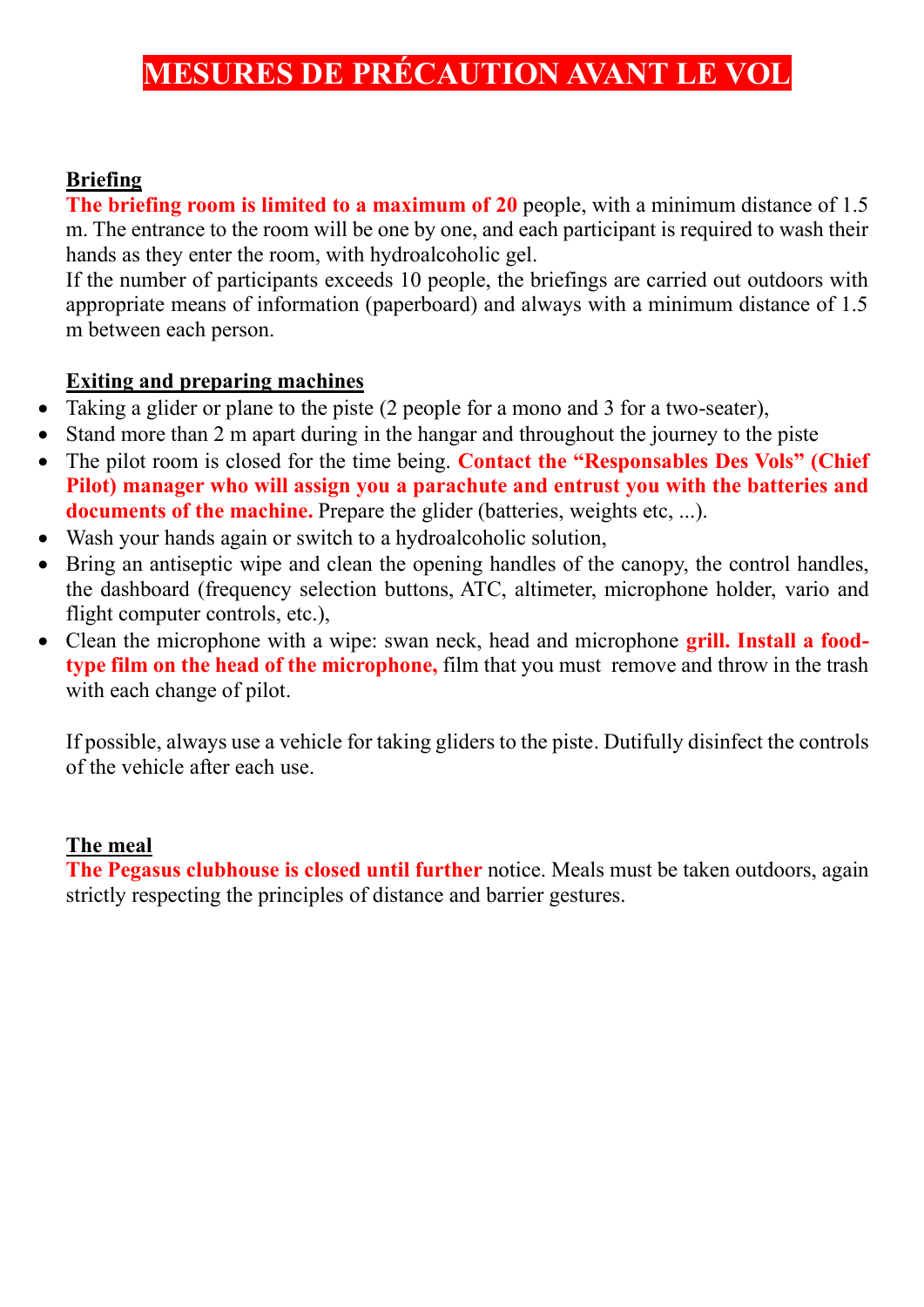# MESURES DE PRÉCAUTION AVANT LE VOL

## Briefing

**The briefing room is limited to a maximum of 20** people, with a minimum distance of 1.5 m. The entrance to the room will be one by one, and each participant is required to wash their hands as they enter the room, with hydroalcoholic gel.

If the number of participants exceeds 10 people, the briefings are carried out outdoors with appropriate means of information (paperboard) and always with a minimum distance of 1.5 m between each person.

## Exiting and preparing machines

- Taking a glider or plane to the piste (2 people for a mono and 3 for a two-seater),
- Stand more than 2 m apart during in the hangar and throughout the journey to the piste
- The pilot room is closed for the time being. **Contact the "Responsables Des Vols" (Chief Pilot) manager who will assign you a parachute and entrust you with the batteries and documents of the machine.** Prepare the glider (batteries, weights etc, ...).
- Wash your hands again or switch to a hydroalcoholic solution,
- Bring an antiseptic wipe and clean the opening handles of the canopy, the control handles, the dashboard (frequency selection buttons, ATC, altimeter, microphone holder, vario and flight computer controls, etc.),
- Clean the microphone with a wipe: swan neck, head and microphone **grill. Install a food-type film on the head of the microphone,** film that you must remove and throw in the trash with each change of pilot.

If possible, always use a vehicle for taking gliders to the piste. Dutifully disinfect the controls of the vehicle after each use.

## The meal

**The Pegasus clubhouse is closed until further** notice. Meals must be taken outdoors, again strictly respecting the principles of distance and barrier gestures.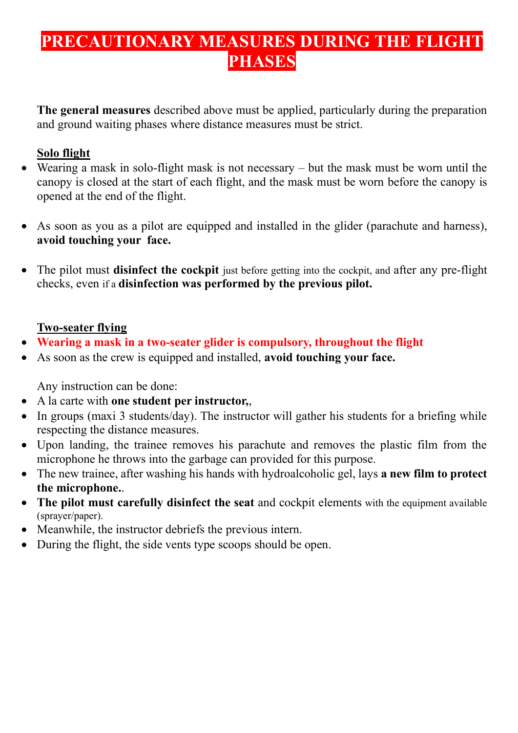# PRECAUTIONARY MEASURES DURING THE FLIGHT PHASES

**The general measures** described above must be applied, particularly during the preparation and ground waiting phases where distance measures must be strict.

## Solo flight

- Wearing a mask in solo-flight mask is not necessary – but the mask must be worn until the canopy is closed at the start of each flight, and the mask must be worn before the canopy is opened at the end of the flight.
- As soon as you as a pilot are equipped and installed in the glider (parachute and harness), **avoid touching your face.**
- The pilot must **disinfect the cockpit** just before getting into the cockpit, and after any pre-flight checks, even if a **disinfection was performed by the previous pilot.**

## Two-seater flying

- **Wearing a mask in a two-seater glider is compulsory, throughout the flight**
- As soon as the crew is equipped and installed, **avoid touching your face.**

Any instruction can be done:

- A la carte with **one student per instructor,**,
- In groups (maxi 3 students/day). The instructor will gather his students for a briefing while respecting the distance measures.
- Upon landing, the trainee removes his parachute and removes the plastic film from the microphone he throws into the garbage can provided for this purpose.
- The new trainee, after washing his hands with hydroalcoholic gel, lays **a new film to protect the microphone.**.
- **The pilot must carefully disinfect the seat** and cockpit elements with the equipment available (sprayer/paper).
- Meanwhile, the instructor debriefs the previous intern.
- During the flight, the side vents type scoops should be open.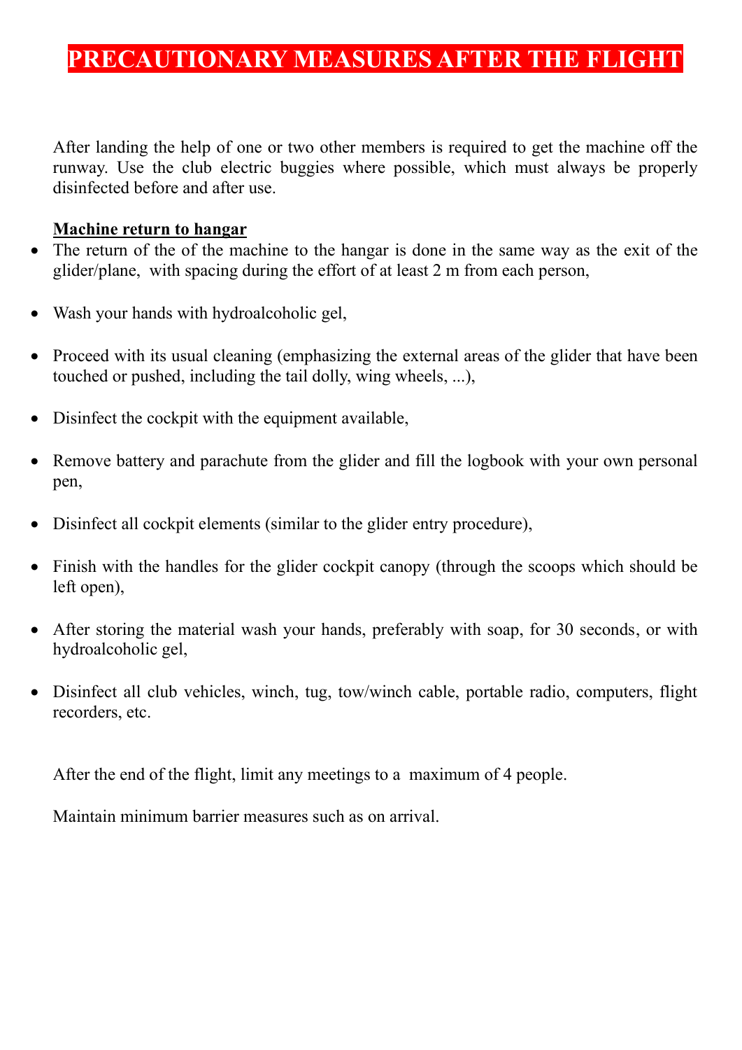# PRECAUTIONARY MEASURES AFTER THE FLIGHT

After landing the help of one or two other members is required to get the machine off the runway. Use the club electric buggies where possible, which must always be properly disinfected before and after use.

**Machine return to hangar**

- The return of the of the machine to the hangar is done in the same way as the exit of the glider/plane, with spacing during the effort of at least 2 m from each person,
- Wash your hands with hydroalcoholic gel,
- Proceed with its usual cleaning (emphasizing the external areas of the glider that have been touched or pushed, including the tail dolly, wing wheels, ...),
- Disinfect the cockpit with the equipment available,
- Remove battery and parachute from the glider and fill the logbook with your own personal pen,
- Disinfect all cockpit elements (similar to the glider entry procedure),
- Finish with the handles for the glider cockpit canopy (through the scoops which should be left open),
- After storing the material wash your hands, preferably with soap, for 30 seconds, or with hydroalcoholic gel,
- Disinfect all club vehicles, winch, tug, tow/winch cable, portable radio, computers, flight recorders, etc.

After the end of the flight, limit any meetings to a maximum of 4 people.

Maintain minimum barrier measures such as on arrival.